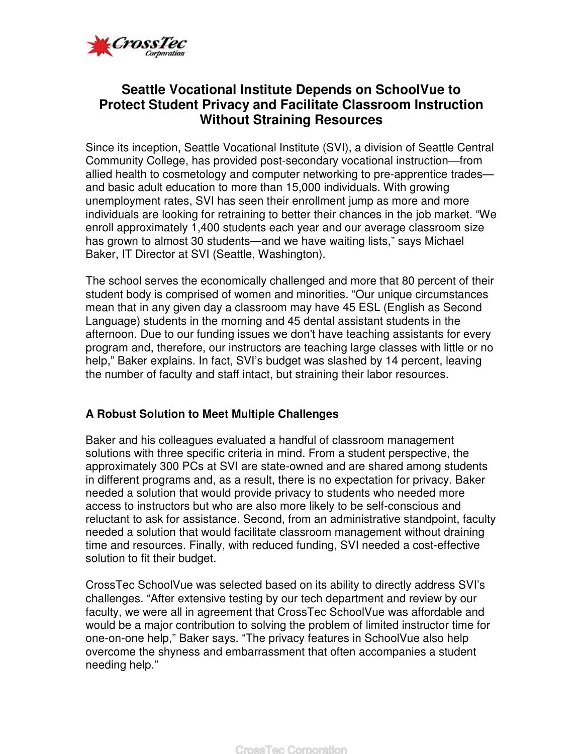# Seattle Vocational Institute Depends on SchoolVue to Protect Student Privacy and Facilitate Classroom Instruction Without Straining Resources

Since its inception, Seattle Vocational Institute (SVI), a division of Seattle Central Community College, has provided post-secondary vocational instruction—from allied health to cosmetology and computer networking to pre-apprentice trades—and basic adult education to more than 15,000 individuals. With growing unemployment rates, SVI has seen their enrollment jump as more and more individuals are looking for retraining to better their chances in the job market. "We enroll approximately 1,400 students each year and our average classroom size has grown to almost 30 students—and we have waiting lists," says Michael Baker, IT Director at SVI (Seattle, Washington).

The school serves the economically challenged and more that 80 percent of their student body is comprised of women and minorities. "Our unique circumstances mean that in any given day a classroom may have 45 ESL (English as Second Language) students in the morning and 45 dental assistant students in the afternoon. Due to our funding issues we don't have teaching assistants for every program and, therefore, our instructors are teaching large classes with little or no help," Baker explains. In fact, SVI's budget was slashed by 14 percent, leaving the number of faculty and staff intact, but straining their labor resources.

## A Robust Solution to Meet Multiple Challenges

Baker and his colleagues evaluated a handful of classroom management solutions with three specific criteria in mind. From a student perspective, the approximately 300 PCs at SVI are state-owned and are shared among students in different programs and, as a result, there is no expectation for privacy. Baker needed a solution that would provide privacy to students who needed more access to instructors but who are also more likely to be self-conscious and reluctant to ask for assistance. Second, from an administrative standpoint, faculty needed a solution that would facilitate classroom management without draining time and resources. Finally, with reduced funding, SVI needed a cost-effective solution to fit their budget.

CrossTec SchoolVue was selected based on its ability to directly address SVI's challenges. "After extensive testing by our tech department and review by our faculty, we were all in agreement that CrossTec SchoolVue was affordable and would be a major contribution to solving the problem of limited instructor time for one-on-one help," Baker says. "The privacy features in SchoolVue also help overcome the shyness and embarrassment that often accompanies a student needing help."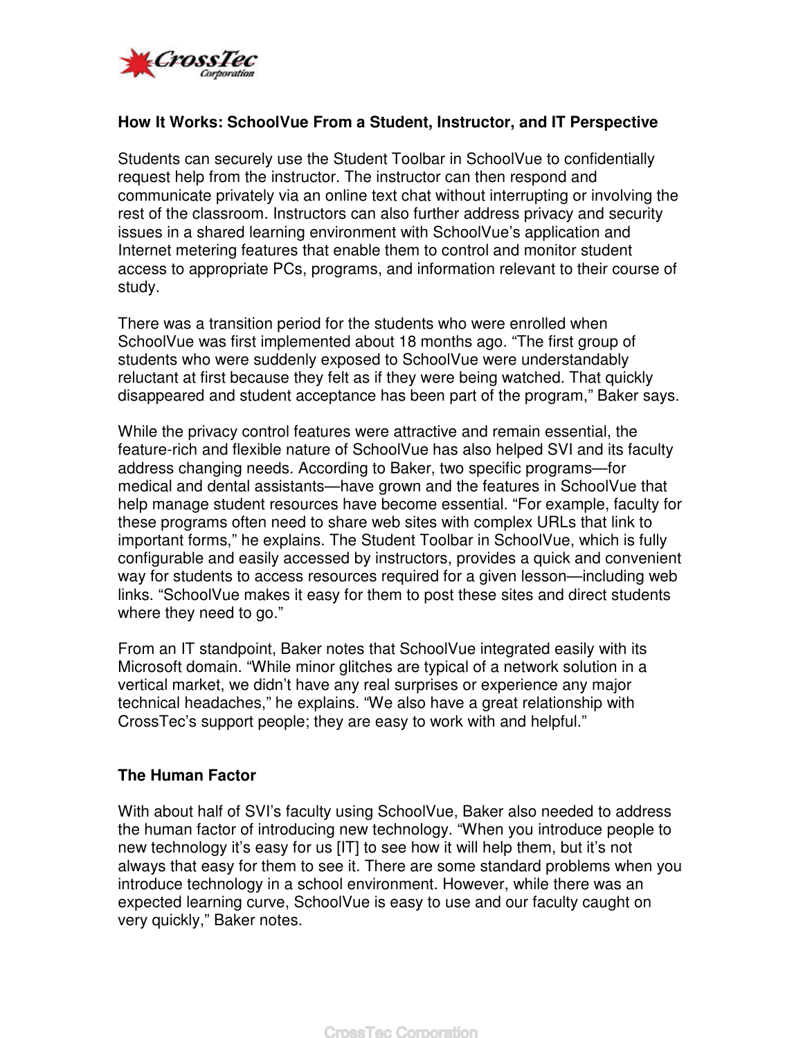## How It Works: SchoolVue From a Student, Instructor, and IT Perspective

Students can securely use the Student Toolbar in SchoolVue to confidentially request help from the instructor. The instructor can then respond and communicate privately via an online text chat without interrupting or involving the rest of the classroom. Instructors can also further address privacy and security issues in a shared learning environment with SchoolVue's application and Internet metering features that enable them to control and monitor student access to appropriate PCs, programs, and information relevant to their course of study.

There was a transition period for the students who were enrolled when SchoolVue was first implemented about 18 months ago. "The first group of students who were suddenly exposed to SchoolVue were understandably reluctant at first because they felt as if they were being watched. That quickly disappeared and student acceptance has been part of the program," Baker says.

While the privacy control features were attractive and remain essential, the feature-rich and flexible nature of SchoolVue has also helped SVI and its faculty address changing needs. According to Baker, two specific programs—for medical and dental assistants—have grown and the features in SchoolVue that help manage student resources have become essential. "For example, faculty for these programs often need to share web sites with complex URLs that link to important forms," he explains. The Student Toolbar in SchoolVue, which is fully configurable and easily accessed by instructors, provides a quick and convenient way for students to access resources required for a given lesson—including web links. "SchoolVue makes it easy for them to post these sites and direct students where they need to go."

From an IT standpoint, Baker notes that SchoolVue integrated easily with its Microsoft domain. "While minor glitches are typical of a network solution in a vertical market, we didn't have any real surprises or experience any major technical headaches," he explains. "We also have a great relationship with CrossTec's support people; they are easy to work with and helpful."

## The Human Factor

With about half of SVI's faculty using SchoolVue, Baker also needed to address the human factor of introducing new technology. "When you introduce people to new technology it's easy for us [IT] to see how it will help them, but it's not always that easy for them to see it. There are some standard problems when you introduce technology in a school environment. However, while there was an expected learning curve, SchoolVue is easy to use and our faculty caught on very quickly," Baker notes.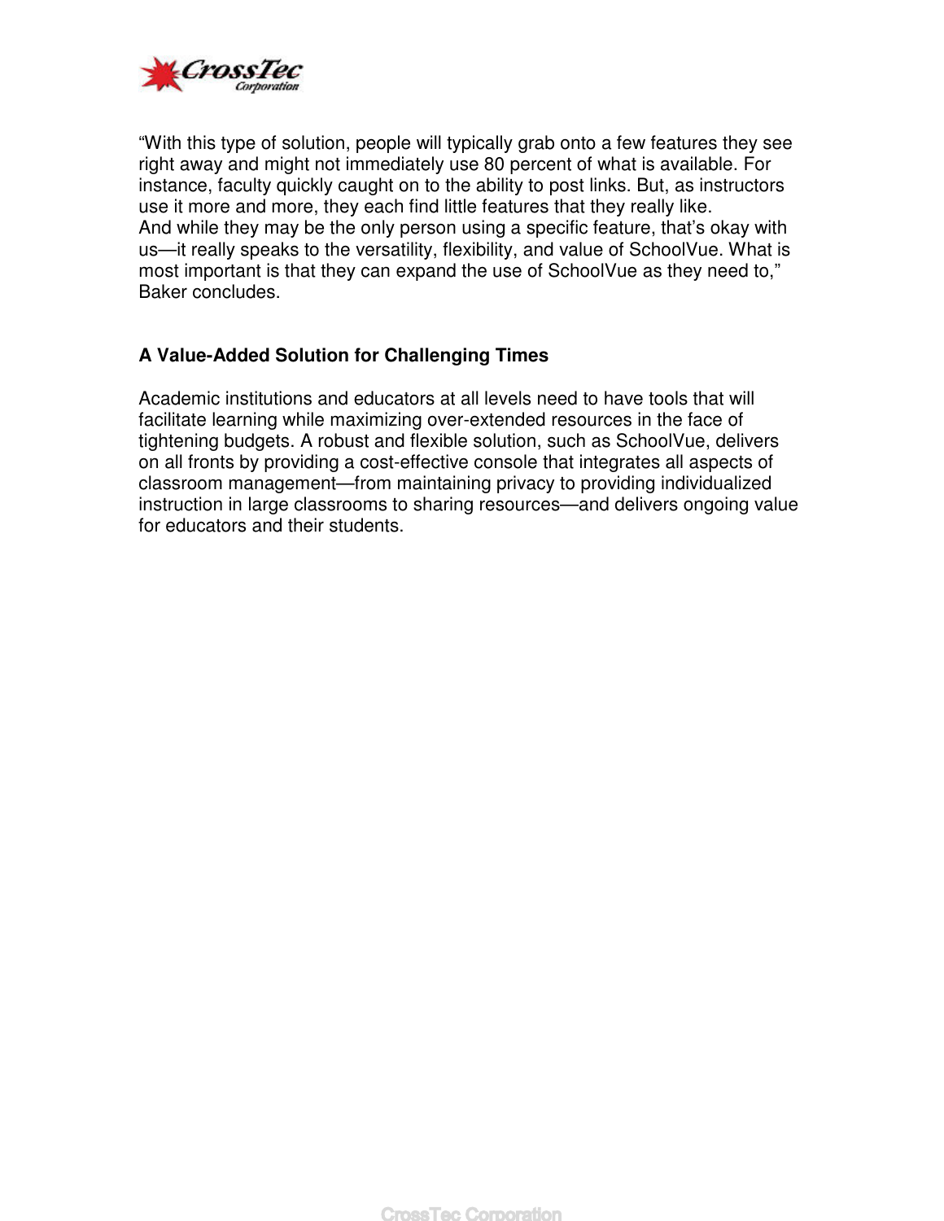"With this type of solution, people will typically grab onto a few features they see right away and might not immediately use 80 percent of what is available. For instance, faculty quickly caught on to the ability to post links. But, as instructors use it more and more, they each find little features that they really like.
And while they may be the only person using a specific feature, that's okay with us—it really speaks to the versatility, flexibility, and value of SchoolVue. What is most important is that they can expand the use of SchoolVue as they need to," Baker concludes.

**A Value-Added Solution for Challenging Times**

Academic institutions and educators at all levels need to have tools that will facilitate learning while maximizing over-extended resources in the face of tightening budgets. A robust and flexible solution, such as SchoolVue, delivers on all fronts by providing a cost-effective console that integrates all aspects of classroom management—from maintaining privacy to providing individualized instruction in large classrooms to sharing resources—and delivers ongoing value for educators and their students.